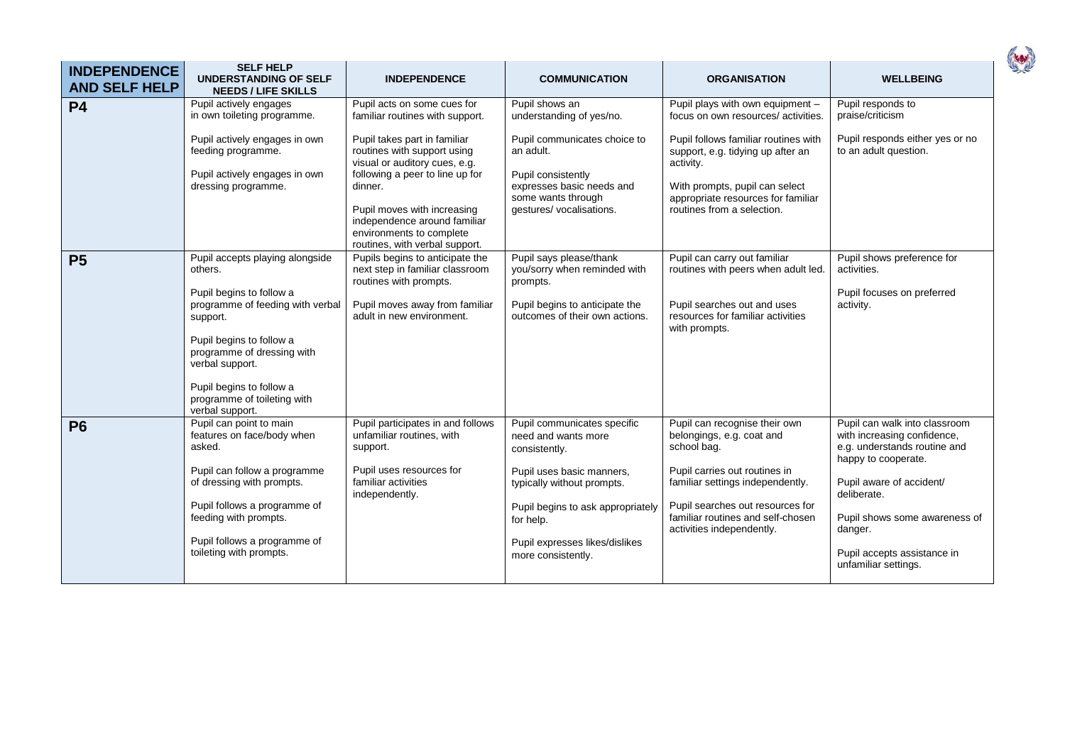| INDEPENDENCE AND SELF HELP | SELF HELP UNDERSTANDING OF SELF NEEDS / LIFE SKILLS | INDEPENDENCE | COMMUNICATION | ORGANISATION | WELLBEING |
|---|---|---|---|---|---|
| **P4** | Pupil actively engages in own toileting programme.<br><br>Pupil actively engages in own feeding programme.<br><br>Pupil actively engages in own dressing programme. | Pupil acts on some cues for familiar routines with support.<br><br>Pupil takes part in familiar routines with support using visual or auditory cues, e.g. following a peer to line up for dinner.<br><br>Pupil moves with increasing independence around familiar environments to complete routines, with verbal support. | Pupil shows an understanding of yes/no.<br><br>Pupil communicates choice to an adult.<br><br>Pupil consistently expresses basic needs and some wants through gestures/ vocalisations. | Pupil plays with own equipment – focus on own resources/ activities.<br><br>Pupil follows familiar routines with support, e.g. tidying up after an activity.<br><br>With prompts, pupil can select appropriate resources for familiar routines from a selection. | Pupil responds to praise/criticism<br><br>Pupil responds either yes or no to an adult question. |
| **P5** | Pupil accepts playing alongside others.<br><br>Pupil begins to follow a programme of feeding with verbal support.<br><br>Pupil begins to follow a programme of dressing with verbal support.<br><br>Pupil begins to follow a programme of toileting with verbal support. | Pupils begins to anticipate the next step in familiar classroom routines with prompts.<br><br>Pupil moves away from familiar adult in new environment. | Pupil says please/thank you/sorry when reminded with prompts.<br><br>Pupil begins to anticipate the outcomes of their own actions. | Pupil can carry out familiar routines with peers when adult led.<br><br>Pupil searches out and uses resources for familiar activities with prompts. | Pupil shows preference for activities.<br><br>Pupil focuses on preferred activity. |
| **P6** | Pupil can point to main features on face/body when asked.<br><br>Pupil can follow a programme of dressing with prompts.<br><br>Pupil follows a programme of feeding with prompts.<br><br>Pupil follows a programme of toileting with prompts. | Pupil participates in and follows unfamiliar routines, with support.<br><br>Pupil uses resources for familiar activities independently. | Pupil communicates specific need and wants more consistently.<br><br>Pupil uses basic manners, typically without prompts.<br><br>Pupil begins to ask appropriately for help.<br><br>Pupil expresses likes/dislikes more consistently. | Pupil can recognise their own belongings, e.g. coat and school bag.<br><br>Pupil carries out routines in familiar settings independently.<br><br>Pupil searches out resources for familiar routines and self-chosen activities independently. | Pupil can walk into classroom with increasing confidence, e.g. understands routine and happy to cooperate.<br><br>Pupil aware of accident/ deliberate.<br><br>Pupil shows some awareness of danger.<br><br>Pupil accepts assistance in unfamiliar settings. |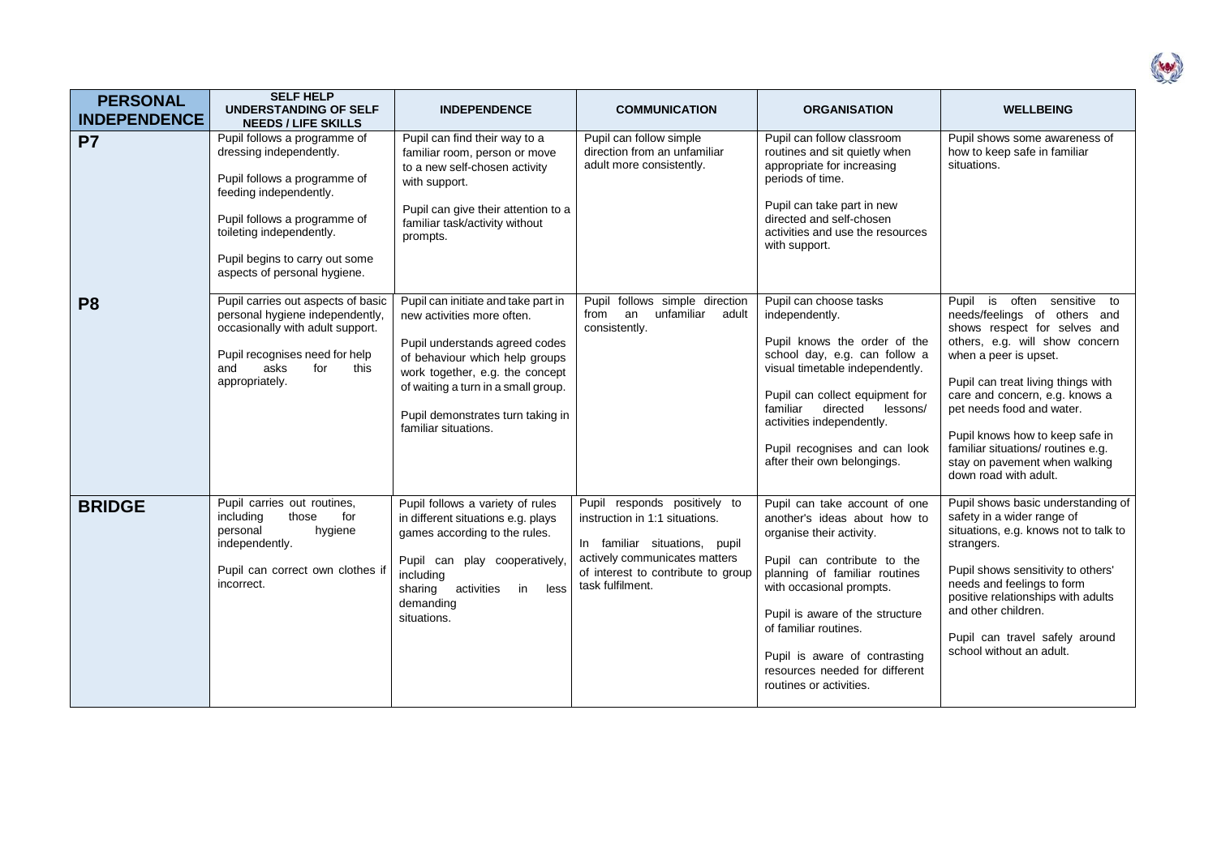| **PERSONAL INDEPENDENCE** | **SELF HELP UNDERSTANDING OF SELF NEEDS / LIFE SKILLS** | **INDEPENDENCE** | **COMMUNICATION** | **ORGANISATION** | **WELLBEING** |
|---|---|---|---|---|---|
| **P7** | Pupil follows a programme of dressing independently.<br><br>Pupil follows a programme of feeding independently.<br><br>Pupil follows a programme of toileting independently.<br><br>Pupil begins to carry out some aspects of personal hygiene. | Pupil can find their way to a familiar room, person or move to a new self-chosen activity with support.<br><br>Pupil can give their attention to a familiar task/activity without prompts. | Pupil can follow simple direction from an unfamiliar adult more consistently. | Pupil can follow classroom routines and sit quietly when appropriate for increasing periods of time.<br><br>Pupil can take part in new directed and self-chosen activities and use the resources with support. | Pupil shows some awareness of how to keep safe in familiar situations. |
| **P8** | Pupil carries out aspects of basic personal hygiene independently, occasionally with adult support.<br><br>Pupil recognises need for help and asks for this appropriately. | Pupil can initiate and take part in new activities more often.<br><br>Pupil understands agreed codes of behaviour which help groups work together, e.g. the concept of waiting a turn in a small group.<br><br>Pupil demonstrates turn taking in familiar situations. | Pupil follows simple direction from an unfamiliar adult consistently. | Pupil can choose tasks independently.<br><br>Pupil knows the order of the school day, e.g. can follow a visual timetable independently.<br><br>Pupil can collect equipment for familiar directed lessons/ activities independently.<br><br>Pupil recognises and can look after their own belongings. | Pupil is often sensitive to needs/feelings of others and shows respect for selves and others, e.g. will show concern when a peer is upset.<br><br>Pupil can treat living things with care and concern, e.g. knows a pet needs food and water.<br><br>Pupil knows how to keep safe in familiar situations/ routines e.g. stay on pavement when walking down road with adult. |
| **BRIDGE** | Pupil carries out routines, including those for personal hygiene independently.<br><br>Pupil can correct own clothes if incorrect. | Pupil follows a variety of rules in different situations e.g. plays games according to the rules.<br><br>Pupil can play cooperatively, including sharing activities in less demanding situations. | Pupil responds positively to instruction in 1:1 situations.<br><br>In familiar situations, pupil actively communicates matters of interest to contribute to group task fulfilment. | Pupil can take account of one another's ideas about how to organise their activity.<br><br>Pupil can contribute to the planning of familiar routines with occasional prompts.<br><br>Pupil is aware of the structure of familiar routines.<br><br>Pupil is aware of contrasting resources needed for different routines or activities. | Pupil shows basic understanding of safety in a wider range of situations, e.g. knows not to talk to strangers.<br><br>Pupil shows sensitivity to others' needs and feelings to form positive relationships with adults and other children.<br><br>Pupil can travel safely around school without an adult. |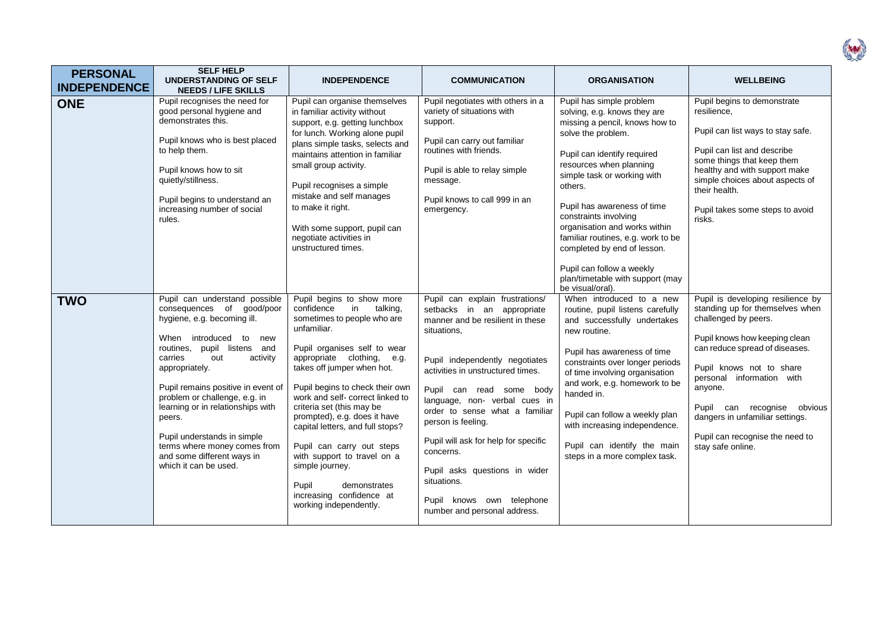| PERSONAL INDEPENDENCE | SELF HELP UNDERSTANDING OF SELF NEEDS / LIFE SKILLS | INDEPENDENCE | COMMUNICATION | ORGANISATION | WELLBEING |
|---|---|---|---|---|---|
| **ONE** | Pupil recognises the need for good personal hygiene and demonstrates this.<br><br>Pupil knows who is best placed to help them.<br><br>Pupil knows how to sit quietly/stillness.<br><br>Pupil begins to understand an increasing number of social rules. | Pupil can organise themselves in familiar activity without support, e.g. getting lunchbox for lunch. Working alone pupil plans simple tasks, selects and maintains attention in familiar small group activity.<br><br>Pupil recognises a simple mistake and self manages to make it right.<br><br>With some support, pupil can negotiate activities in unstructured times. | Pupil negotiates with others in a variety of situations with support.<br><br>Pupil can carry out familiar routines with friends.<br><br>Pupil is able to relay simple message.<br><br>Pupil knows to call 999 in an emergency. | Pupil has simple problem solving, e.g. knows they are missing a pencil, knows how to solve the problem.<br><br>Pupil can identify required resources when planning simple task or working with others.<br><br>Pupil has awareness of time constraints involving organisation and works within familiar routines, e.g. work to be completed by end of lesson.<br><br>Pupil can follow a weekly plan/timetable with support (may be visual/oral). | Pupil begins to demonstrate resilience,<br><br>Pupil can list ways to stay safe.<br><br>Pupil can list and describe some things that keep them healthy and with support make simple choices about aspects of their health.<br><br>Pupil takes some steps to avoid risks. |
| **TWO** | Pupil can understand possible consequences of good/poor hygiene, e.g. becoming ill.<br><br>When introduced to new routines, pupil listens and carries out activity appropriately.<br><br>Pupil remains positive in event of problem or challenge, e.g. in learning or in relationships with peers.<br><br>Pupil understands in simple terms where money comes from and some different ways in which it can be used. | Pupil begins to show more confidence in talking, sometimes to people who are unfamiliar.<br><br>Pupil organises self to wear appropriate clothing, e.g. takes off jumper when hot.<br><br>Pupil begins to check their own work and self- correct linked to criteria set (this may be prompted), e.g. does it have capital letters, and full stops?<br><br>Pupil can carry out steps with support to travel on a simple journey.<br><br>Pupil demonstrates increasing confidence at working independently. | Pupil can explain frustrations/ setbacks in an appropriate manner and be resilient in these situations,<br><br>Pupil independently negotiates activities in unstructured times.<br><br>Pupil can read some body language, non- verbal cues in order to sense what a familiar person is feeling.<br><br>Pupil will ask for help for specific concerns.<br><br>Pupil asks questions in wider situations.<br><br>Pupil knows own telephone number and personal address. | When introduced to a new routine, pupil listens carefully and successfully undertakes new routine.<br><br>Pupil has awareness of time constraints over longer periods of time involving organisation and work, e.g. homework to be handed in.<br><br>Pupil can follow a weekly plan with increasing independence.<br><br>Pupil can identify the main steps in a more complex task. | Pupil is developing resilience by standing up for themselves when challenged by peers.<br><br>Pupil knows how keeping clean can reduce spread of diseases.<br><br>Pupil knows not to share personal information with anyone.<br><br>Pupil can recognise obvious dangers in unfamiliar settings.<br><br>Pupil can recognise the need to stay safe online. |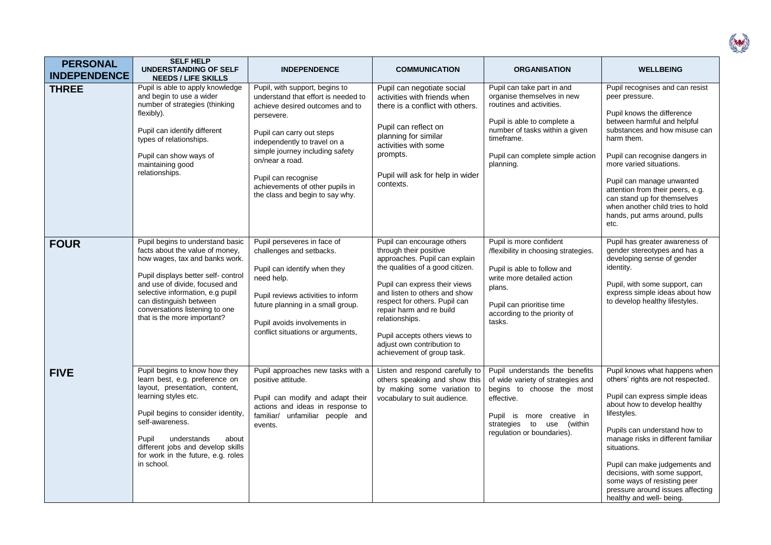| PERSONAL INDEPENDENCE | SELF HELP UNDERSTANDING OF SELF NEEDS / LIFE SKILLS | INDEPENDENCE | COMMUNICATION | ORGANISATION | WELLBEING |
|---|---|---|---|---|---|
| **THREE** | Pupil is able to apply knowledge and begin to use a wider number of strategies (thinking flexibly).<br><br>Pupil can identify different types of relationships.<br><br>Pupil can show ways of maintaining good relationships. | Pupil, with support, begins to understand that effort is needed to achieve desired outcomes and to persevere.<br><br>Pupil can carry out steps independently to travel on a simple journey including safety on/near a road.<br><br>Pupil can recognise achievements of other pupils in the class and begin to say why. | Pupil can negotiate social activities with friends when there is a conflict with others.<br><br>Pupil can reflect on planning for similar activities with some prompts.<br><br>Pupil will ask for help in wider contexts. | Pupil can take part in and organise themselves in new routines and activities.<br><br>Pupil is able to complete a number of tasks within a given timeframe.<br><br>Pupil can complete simple action planning. | Pupil recognises and can resist peer pressure.<br><br>Pupil knows the difference between harmful and helpful substances and how misuse can harm them.<br><br>Pupil can recognise dangers in more varied situations.<br><br>Pupil can manage unwanted attention from their peers, e.g. can stand up for themselves when another child tries to hold hands, put arms around, pulls etc. |
| **FOUR** | Pupil begins to understand basic facts about the value of money, how wages, tax and banks work.<br><br>Pupil displays better self- control and use of divide, focused and selective information, e.g pupil can distinguish between conversations listening to one that is the more important? | Pupil perseveres in face of challenges and setbacks.<br><br>Pupil can identify when they need help.<br><br>Pupil reviews activities to inform future planning in a small group.<br><br>Pupil avoids involvements in conflict situations or arguments, | Pupil can encourage others through their positive approaches. Pupil can explain the qualities of a good citizen.<br><br>Pupil can express their views and listen to others and show respect for others. Pupil can repair harm and re build relationships.<br><br>Pupil accepts others views to adjust own contribution to achievement of group task. | Pupil is more confident /flexibility in choosing strategies.<br><br>Pupil is able to follow and write more detailed action plans.<br><br>Pupil can prioritise time according to the priority of tasks. | Pupil has greater awareness of gender stereotypes and has a developing sense of gender identity.<br><br>Pupil, with some support, can express simple ideas about how to develop healthy lifestyles. |
| **FIVE** | Pupil begins to know how they learn best, e.g. preference on layout, presentation, content, learning styles etc.<br><br>Pupil begins to consider identity, self-awareness.<br><br>Pupil understands about different jobs and develop skills for work in the future, e.g. roles in school. | Pupil approaches new tasks with a positive attitude.<br><br>Pupil can modify and adapt their actions and ideas in response to familiar/ unfamiliar people and events. | Listen and respond carefully to others speaking and show this by making some variation to vocabulary to suit audience. | Pupil understands the benefits of wide variety of strategies and begins to choose the most effective.<br><br>Pupil is more creative in strategies to use (within regulation or boundaries). | Pupil knows what happens when others' rights are not respected.<br><br>Pupil can express simple ideas about how to develop healthy lifestyles.<br><br>Pupils can understand how to manage risks in different familiar situations.<br><br>Pupil can make judgements and decisions, with some support, some ways of resisting peer pressure around issues affecting healthy and well- being. |